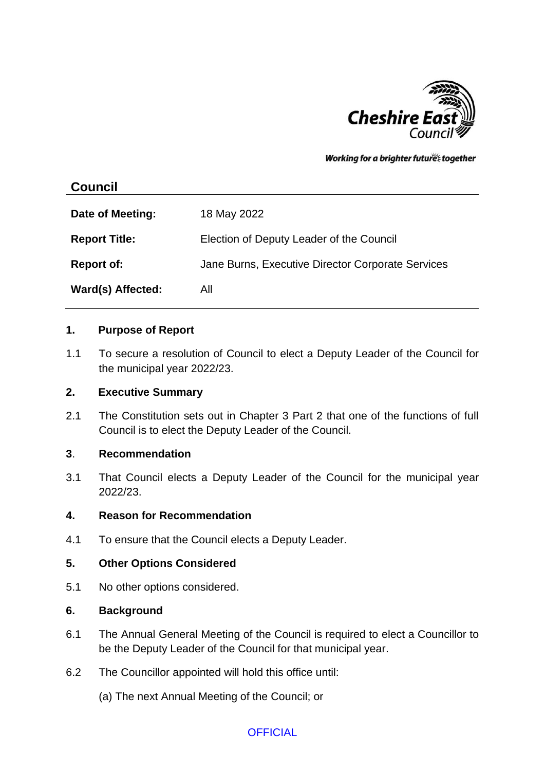## Council

| | |
|---|---|
| **Date of Meeting:** | 18 May 2022 |
| **Report Title:** | Election of Deputy Leader of the Council |
| **Report of:** | Jane Burns, Executive Director Corporate Services |
| **Ward(s) Affected:** | All |

### 1. Purpose of Report

1.1 To secure a resolution of Council to elect a Deputy Leader of the Council for the municipal year 2022/23.

### 2. Executive Summary

2.1 The Constitution sets out in Chapter 3 Part 2 that one of the functions of full Council is to elect the Deputy Leader of the Council.

### 3. Recommendation

3.1 That Council elects a Deputy Leader of the Council for the municipal year 2022/23.

### 4. Reason for Recommendation

4.1 To ensure that the Council elects a Deputy Leader.

### 5. Other Options Considered

5.1 No other options considered.

### 6. Background

6.1 The Annual General Meeting of the Council is required to elect a Councillor to be the Deputy Leader of the Council for that municipal year.

6.2 The Councillor appointed will hold this office until:

(a) The next Annual Meeting of the Council; or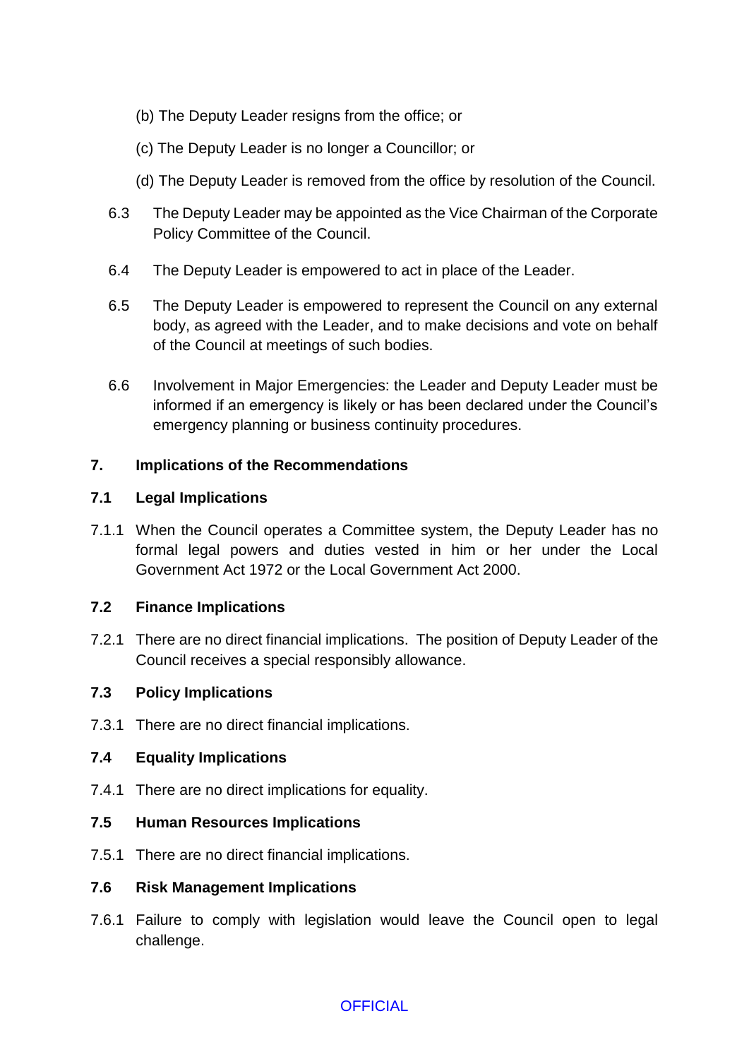(b) The Deputy Leader resigns from the office; or

(c) The Deputy Leader is no longer a Councillor; or

(d) The Deputy Leader is removed from the office by resolution of the Council.

6.3 The Deputy Leader may be appointed as the Vice Chairman of the Corporate Policy Committee of the Council.

6.4 The Deputy Leader is empowered to act in place of the Leader.

6.5 The Deputy Leader is empowered to represent the Council on any external body, as agreed with the Leader, and to make decisions and vote on behalf of the Council at meetings of such bodies.

6.6 Involvement in Major Emergencies: the Leader and Deputy Leader must be informed if an emergency is likely or has been declared under the Council's emergency planning or business continuity procedures.

## 7. Implications of the Recommendations

### 7.1 Legal Implications

7.1.1 When the Council operates a Committee system, the Deputy Leader has no formal legal powers and duties vested in him or her under the Local Government Act 1972 or the Local Government Act 2000.

### 7.2 Finance Implications

7.2.1 There are no direct financial implications. The position of Deputy Leader of the Council receives a special responsibly allowance.

### 7.3 Policy Implications

7.3.1 There are no direct financial implications.

### 7.4 Equality Implications

7.4.1 There are no direct implications for equality.

### 7.5 Human Resources Implications

7.5.1 There are no direct financial implications.

### 7.6 Risk Management Implications

7.6.1 Failure to comply with legislation would leave the Council open to legal challenge.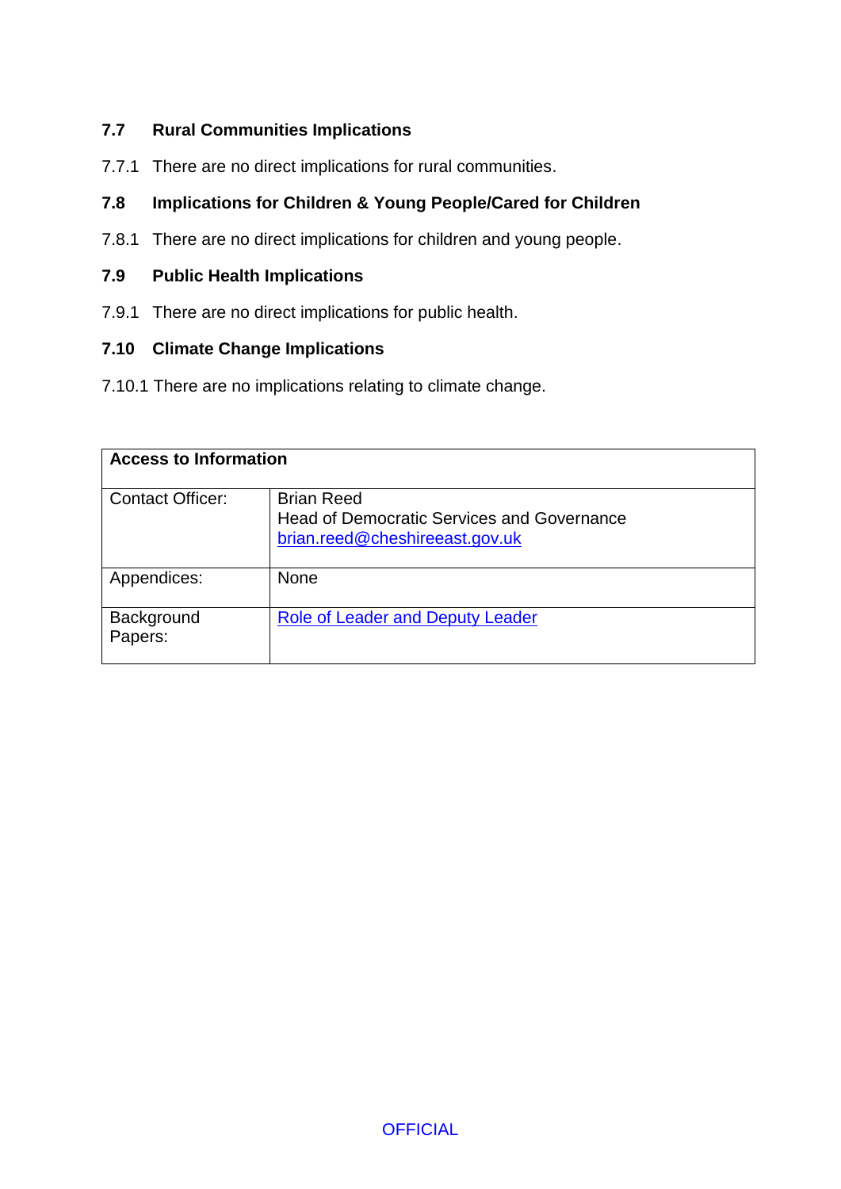### 7.7 Rural Communities Implications

7.7.1 There are no direct implications for rural communities.

### 7.8 Implications for Children & Young People/Cared for Children

7.8.1 There are no direct implications for children and young people.

### 7.9 Public Health Implications

7.9.1 There are no direct implications for public health.

### 7.10 Climate Change Implications

7.10.1 There are no implications relating to climate change.

| **Access to Information** | |
|---|---|
| Contact Officer: | Brian Reed<br>Head of Democratic Services and Governance<br>brian.reed@cheshireeast.gov.uk |
| Appendices: | None |
| Background Papers: | Role of Leader and Deputy Leader |

OFFICIAL